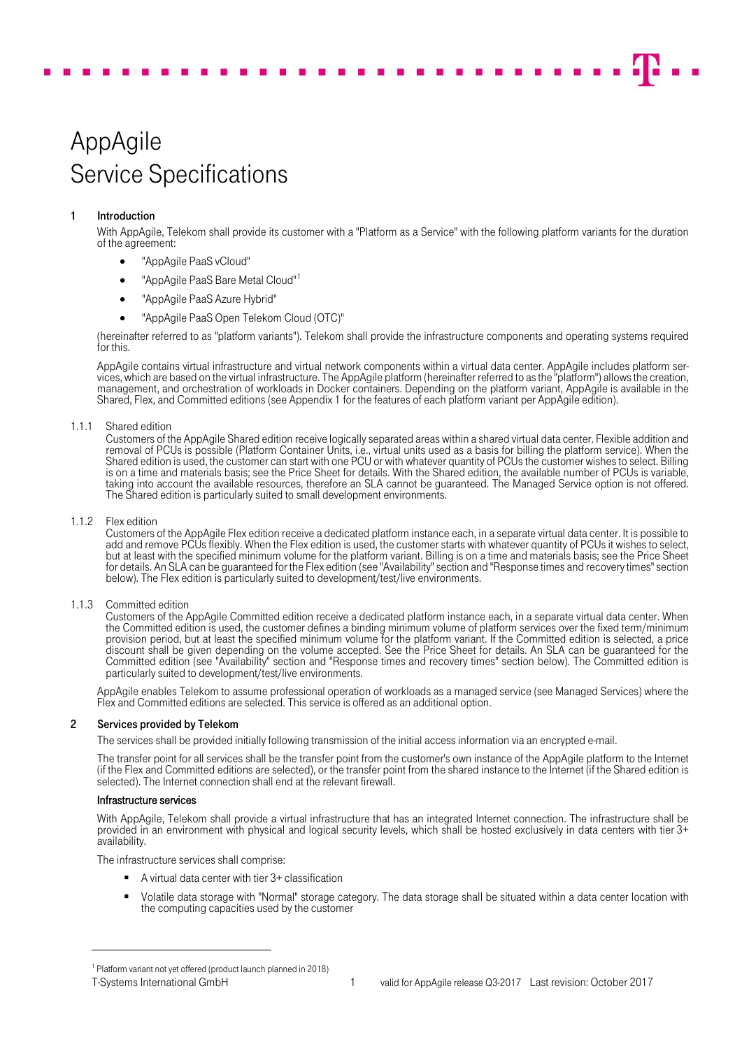# AppAgile Service Specifications

## 1 Introduction

With AppAgile, Telekom shall provide its customer with a "Platform as a Service" with the following platform variants for the duration of the agreement:

- "AppAgile PaaS vCloud"
- "AppAgile PaaS Bare Metal Cloud"[1]
- "AppAgile PaaS Azure Hybrid"
- "AppAgile PaaS Open Telekom Cloud (OTC)"

(hereinafter referred to as "platform variants"). Telekom shall provide the infrastructure components and operating systems required for this.

AppAgile contains virtual infrastructure and virtual network components within a virtual data center. AppAgile includes platform services, which are based on the virtual infrastructure. The AppAgile platform (hereinafter referred to as the "platform") allows the creation, management, and orchestration of workloads in Docker containers. Depending on the platform variant, AppAgile is available in the Shared, Flex, and Committed editions (see Appendix 1 for the features of each platform variant per AppAgile edition).

### 1.1.1 Shared edition

Customers of the AppAgile Shared edition receive logically separated areas within a shared virtual data center. Flexible addition and removal of PCUs is possible (Platform Container Units, i.e., virtual units used as a basis for billing the platform service). When the Shared edition is used, the customer can start with one PCU or with whatever quantity of PCUs the customer wishes to select. Billing is on a time and materials basis; see the Price Sheet for details. With the Shared edition, the available number of PCUs is variable, taking into account the available resources, therefore an SLA cannot be guaranteed. The Managed Service option is not offered. The Shared edition is particularly suited to small development environments.

### 1.1.2 Flex edition

Customers of the AppAgile Flex edition receive a dedicated platform instance each, in a separate virtual data center. It is possible to add and remove PCUs flexibly. When the Flex edition is used, the customer starts with whatever quantity of PCUs it wishes to select, but at least with the specified minimum volume for the platform variant. Billing is on a time and materials basis; see the Price Sheet for details. An SLA can be guaranteed for the Flex edition (see "Availability" section and "Response times and recovery times" section below). The Flex edition is particularly suited to development/test/live environments.

### 1.1.3 Committed edition

Customers of the AppAgile Committed edition receive a dedicated platform instance each, in a separate virtual data center. When the Committed edition is used, the customer defines a binding minimum volume of platform services over the fixed term/minimum provision period, but at least the specified minimum volume for the platform variant. If the Committed edition is selected, a price discount shall be given depending on the volume accepted. See the Price Sheet for details. An SLA can be guaranteed for the Committed edition (see "Availability" section and "Response times and recovery times" section below). The Committed edition is particularly suited to development/test/live environments.

AppAgile enables Telekom to assume professional operation of workloads as a managed service (see Managed Services) where the Flex and Committed editions are selected. This service is offered as an additional option.

## 2 Services provided by Telekom

The services shall be provided initially following transmission of the initial access information via an encrypted e-mail.

The transfer point for all services shall be the transfer point from the customer's own instance of the AppAgile platform to the Internet (if the Flex and Committed editions are selected), or the transfer point from the shared instance to the Internet (if the Shared edition is selected). The Internet connection shall end at the relevant firewall.

### Infrastructure services

With AppAgile, Telekom shall provide a virtual infrastructure that has an integrated Internet connection. The infrastructure shall be provided in an environment with physical and logical security levels, which shall be hosted exclusively in data centers with tier 3+ availability.

The infrastructure services shall comprise:

- A virtual data center with tier 3+ classification
- Volatile data storage with "Normal" storage category. The data storage shall be situated within a data center location with the computing capacities used by the customer

[1] Platform variant not yet offered (product launch planned in 2018)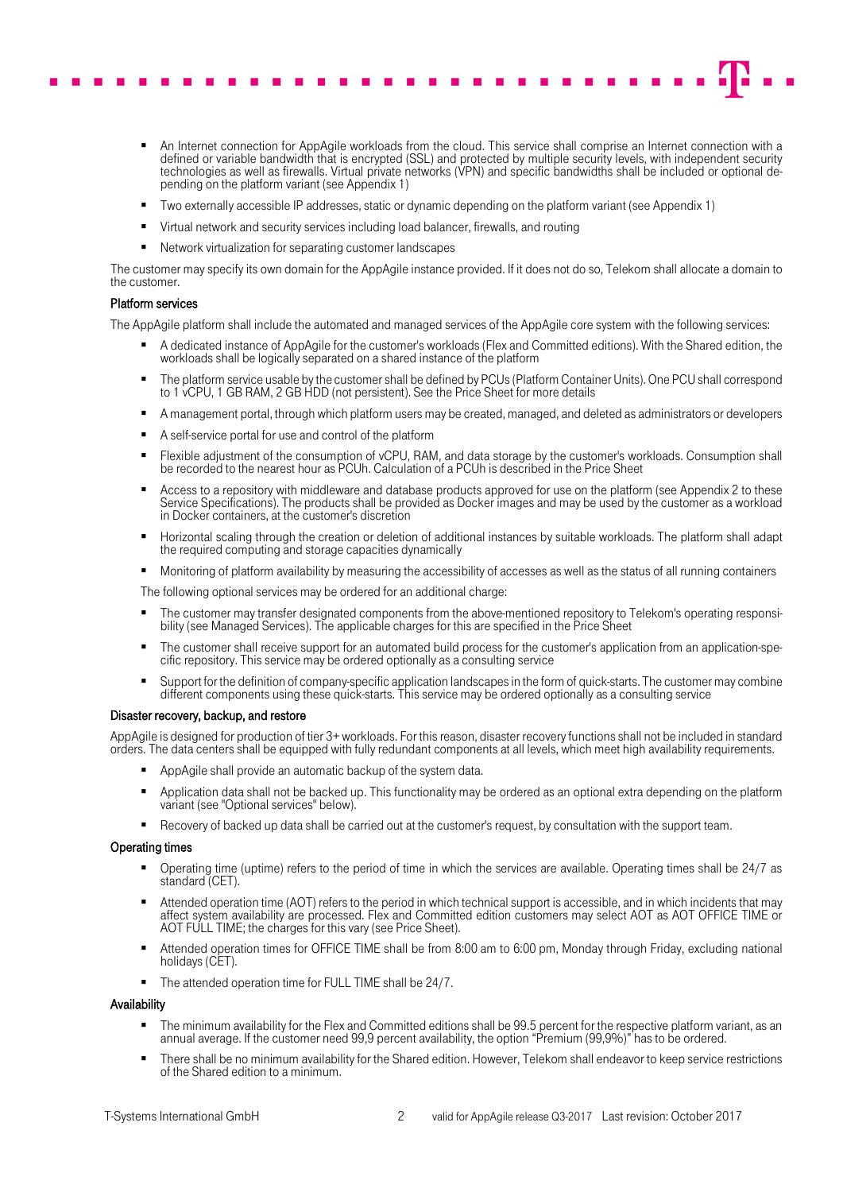- An Internet connection for AppAgile workloads from the cloud. This service shall comprise an Internet connection with a defined or variable bandwidth that is encrypted (SSL) and protected by multiple security levels, with independent security technologies as well as firewalls. Virtual private networks (VPN) and specific bandwidths shall be included or optional depending on the platform variant (see Appendix 1)
- Two externally accessible IP addresses, static or dynamic depending on the platform variant (see Appendix 1)
- Virtual network and security services including load balancer, firewalls, and routing
- Network virtualization for separating customer landscapes

The customer may specify its own domain for the AppAgile instance provided. If it does not do so, Telekom shall allocate a domain to the customer.

#### Platform services

The AppAgile platform shall include the automated and managed services of the AppAgile core system with the following services:

- A dedicated instance of AppAgile for the customer's workloads (Flex and Committed editions). With the Shared edition, the workloads shall be logically separated on a shared instance of the platform
- The platform service usable by the customer shall be defined by PCUs (Platform Container Units). One PCU shall correspond to 1 vCPU, 1 GB RAM, 2 GB HDD (not persistent). See the Price Sheet for more details
- A management portal, through which platform users may be created, managed, and deleted as administrators or developers
- A self-service portal for use and control of the platform
- Flexible adjustment of the consumption of vCPU, RAM, and data storage by the customer's workloads. Consumption shall be recorded to the nearest hour as PCUh. Calculation of a PCUh is described in the Price Sheet
- Access to a repository with middleware and database products approved for use on the platform (see Appendix 2 to these Service Specifications). The products shall be provided as Docker images and may be used by the customer as a workload in Docker containers, at the customer's discretion
- Horizontal scaling through the creation or deletion of additional instances by suitable workloads. The platform shall adapt the required computing and storage capacities dynamically
- Monitoring of platform availability by measuring the accessibility of accesses as well as the status of all running containers

The following optional services may be ordered for an additional charge:

- The customer may transfer designated components from the above-mentioned repository to Telekom's operating responsibility (see Managed Services). The applicable charges for this are specified in the Price Sheet
- The customer shall receive support for an automated build process for the customer's application from an application-specific repository. This service may be ordered optionally as a consulting service
- Support for the definition of company-specific application landscapes in the form of quick-starts. The customer may combine different components using these quick-starts. This service may be ordered optionally as a consulting service

#### Disaster recovery, backup, and restore

AppAgile is designed for production of tier 3+ workloads. For this reason, disaster recovery functions shall not be included in standard orders. The data centers shall be equipped with fully redundant components at all levels, which meet high availability requirements.

- AppAgile shall provide an automatic backup of the system data.
- Application data shall not be backed up. This functionality may be ordered as an optional extra depending on the platform variant (see "Optional services" below).
- Recovery of backed up data shall be carried out at the customer's request, by consultation with the support team.

#### Operating times

- Operating time (uptime) refers to the period of time in which the services are available. Operating times shall be 24/7 as standard (CET).
- Attended operation time (AOT) refers to the period in which technical support is accessible, and in which incidents that may affect system availability are processed. Flex and Committed edition customers may select AOT as AOT OFFICE TIME or AOT FULL TIME; the charges for this vary (see Price Sheet).
- Attended operation times for OFFICE TIME shall be from 8:00 am to 6:00 pm, Monday through Friday, excluding national holidays (CET).
- The attended operation time for FULL TIME shall be 24/7.

#### Availability

- The minimum availability for the Flex and Committed editions shall be 99.5 percent for the respective platform variant, as an annual average. If the customer need 99,9 percent availability, the option "Premium (99,9%)" has to be ordered.
- There shall be no minimum availability for the Shared edition. However, Telekom shall endeavor to keep service restrictions of the Shared edition to a minimum.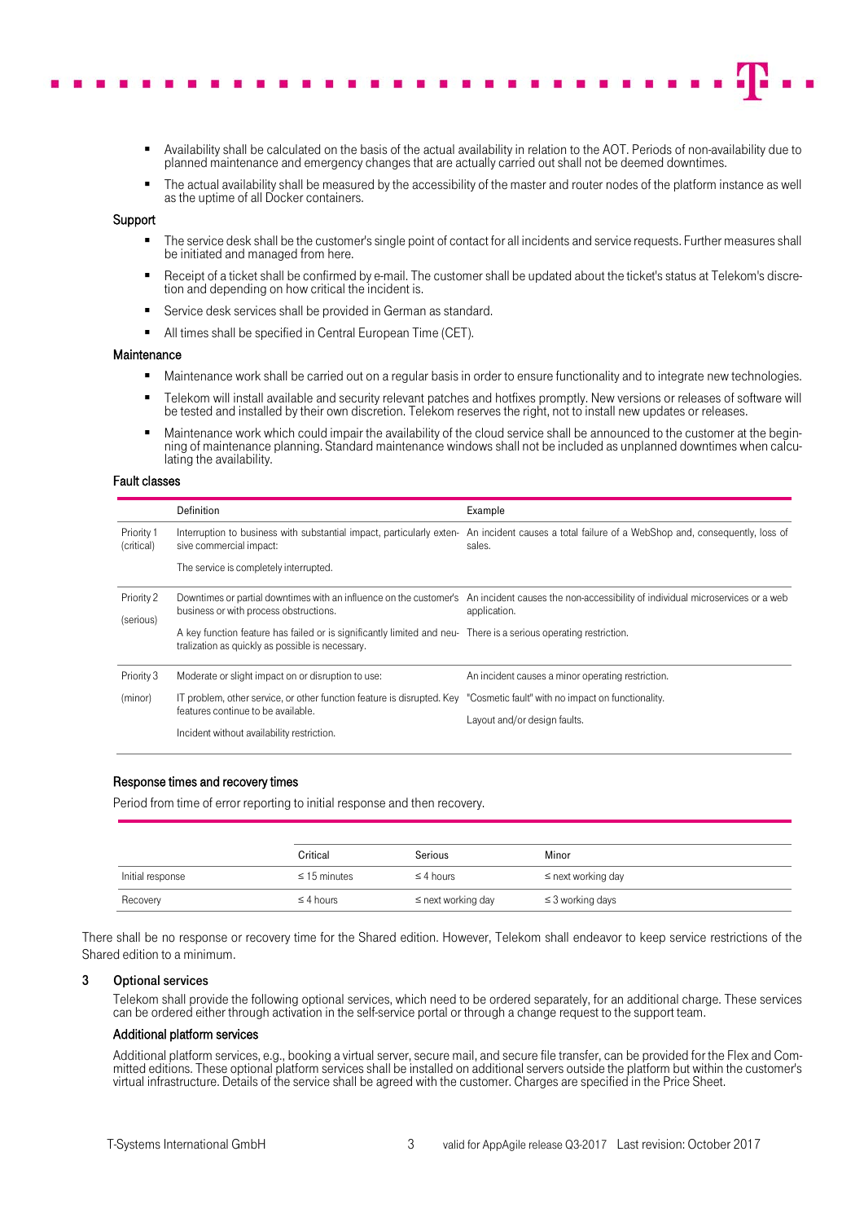- Availability shall be calculated on the basis of the actual availability in relation to the AOT. Periods of non-availability due to planned maintenance and emergency changes that are actually carried out shall not be deemed downtimes.
- The actual availability shall be measured by the accessibility of the master and router nodes of the platform instance as well as the uptime of all Docker containers.

#### Support

- The service desk shall be the customer's single point of contact for all incidents and service requests. Further measures shall be initiated and managed from here.
- Receipt of a ticket shall be confirmed by e-mail. The customer shall be updated about the ticket's status at Telekom's discretion and depending on how critical the incident is.
- Service desk services shall be provided in German as standard.
- All times shall be specified in Central European Time (CET).

#### Maintenance

- Maintenance work shall be carried out on a regular basis in order to ensure functionality and to integrate new technologies.
- Telekom will install available and security relevant patches and hotfixes promptly. New versions or releases of software will be tested and installed by their own discretion. Telekom reserves the right, not to install new updates or releases.
- Maintenance work which could impair the availability of the cloud service shall be announced to the customer at the beginning of maintenance planning. Standard maintenance windows shall not be included as unplanned downtimes when calculating the availability.

#### Fault classes

| | Definition | Example |
|---|---|---|
| Priority 1 (critical) | Interruption to business with substantial impact, particularly extensive commercial impact:<br>The service is completely interrupted. | An incident causes a total failure of a WebShop and, consequently, loss of sales. |
| Priority 2 (serious) | Downtimes or partial downtimes with an influence on the customer's business or with process obstructions.<br>A key function feature has failed or is significantly limited and neutralization as quickly as possible is necessary. | An incident causes the non-accessibility of individual microservices or a web application.<br>There is a serious operating restriction. |
| Priority 3 (minor) | Moderate or slight impact on or disruption to use:<br>IT problem, other service, or other function feature is disrupted. Key features continue to be available.<br>Incident without availability restriction. | An incident causes a minor operating restriction.<br>"Cosmetic fault" with no impact on functionality.<br>Layout and/or design faults. |

#### Response times and recovery times

Period from time of error reporting to initial response and then recovery.

| | Critical | Serious | Minor |
|---|---|---|---|
| Initial response | ≤ 15 minutes | ≤ 4 hours | ≤ next working day |
| Recovery | ≤ 4 hours | ≤ next working day | ≤ 3 working days |

There shall be no response or recovery time for the Shared edition. However, Telekom shall endeavor to keep service restrictions of the Shared edition to a minimum.

## 3 Optional services

Telekom shall provide the following optional services, which need to be ordered separately, for an additional charge. These services can be ordered either through activation in the self-service portal or through a change request to the support team.

#### Additional platform services

Additional platform services, e.g., booking a virtual server, secure mail, and secure file transfer, can be provided for the Flex and Committed editions. These optional platform services shall be installed on additional servers outside the platform but within the customer's virtual infrastructure. Details of the service shall be agreed with the customer. Charges are specified in the Price Sheet.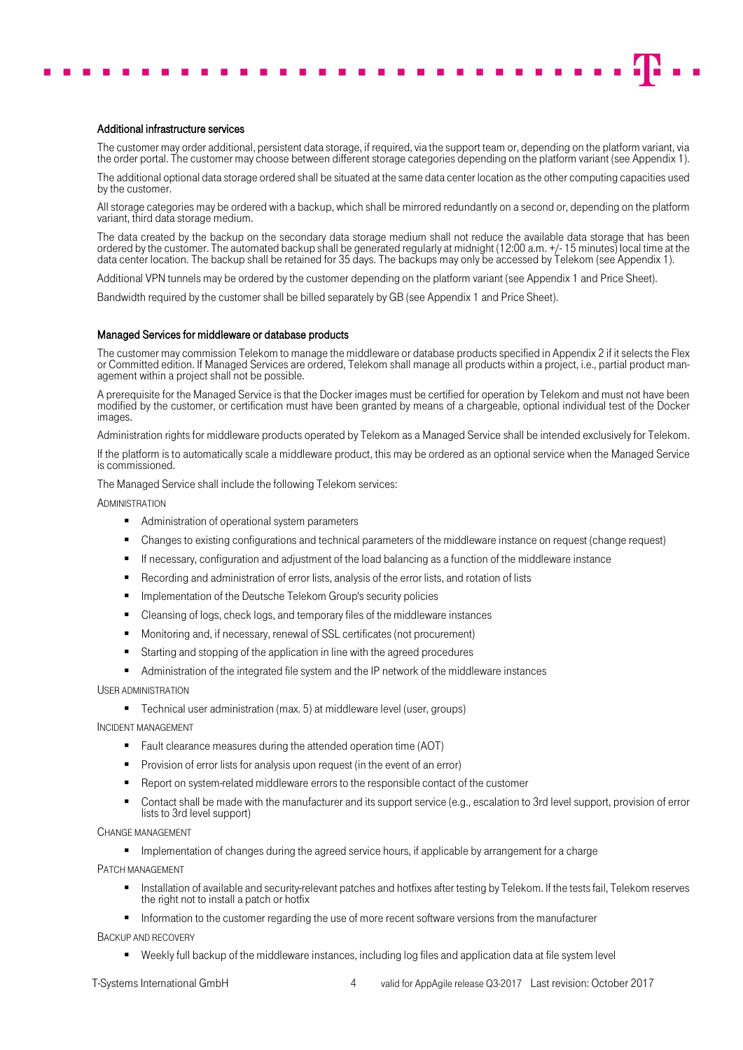### Additional infrastructure services

The customer may order additional, persistent data storage, if required, via the support team or, depending on the platform variant, via the order portal. The customer may choose between different storage categories depending on the platform variant (see Appendix 1).

The additional optional data storage ordered shall be situated at the same data center location as the other computing capacities used by the customer.

All storage categories may be ordered with a backup, which shall be mirrored redundantly on a second or, depending on the platform variant, third data storage medium.

The data created by the backup on the secondary data storage medium shall not reduce the available data storage that has been ordered by the customer. The automated backup shall be generated regularly at midnight (12:00 a.m. +/- 15 minutes) local time at the data center location. The backup shall be retained for 35 days. The backups may only be accessed by Telekom (see Appendix 1).

Additional VPN tunnels may be ordered by the customer depending on the platform variant (see Appendix 1 and Price Sheet).

Bandwidth required by the customer shall be billed separately by GB (see Appendix 1 and Price Sheet).

### Managed Services for middleware or database products

The customer may commission Telekom to manage the middleware or database products specified in Appendix 2 if it selects the Flex or Committed edition. If Managed Services are ordered, Telekom shall manage all products within a project, i.e., partial product management within a project shall not be possible.

A prerequisite for the Managed Service is that the Docker images must be certified for operation by Telekom and must not have been modified by the customer, or certification must have been granted by means of a chargeable, optional individual test of the Docker images.

Administration rights for middleware products operated by Telekom as a Managed Service shall be intended exclusively for Telekom.

If the platform is to automatically scale a middleware product, this may be ordered as an optional service when the Managed Service is commissioned.

The Managed Service shall include the following Telekom services:

ADMINISTRATION

- Administration of operational system parameters
- Changes to existing configurations and technical parameters of the middleware instance on request (change request)
- If necessary, configuration and adjustment of the load balancing as a function of the middleware instance
- Recording and administration of error lists, analysis of the error lists, and rotation of lists
- Implementation of the Deutsche Telekom Group's security policies
- Cleansing of logs, check logs, and temporary files of the middleware instances
- Monitoring and, if necessary, renewal of SSL certificates (not procurement)
- Starting and stopping of the application in line with the agreed procedures
- Administration of the integrated file system and the IP network of the middleware instances

USER ADMINISTRATION

- Technical user administration (max. 5) at middleware level (user, groups)

INCIDENT MANAGEMENT

- Fault clearance measures during the attended operation time (AOT)
- Provision of error lists for analysis upon request (in the event of an error)
- Report on system-related middleware errors to the responsible contact of the customer
- Contact shall be made with the manufacturer and its support service (e.g., escalation to 3rd level support, provision of error lists to 3rd level support)

CHANGE MANAGEMENT

- Implementation of changes during the agreed service hours, if applicable by arrangement for a charge

PATCH MANAGEMENT

- Installation of available and security-relevant patches and hotfixes after testing by Telekom. If the tests fail, Telekom reserves the right not to install a patch or hotfix
- Information to the customer regarding the use of more recent software versions from the manufacturer

BACKUP AND RECOVERY

- Weekly full backup of the middleware instances, including log files and application data at file system level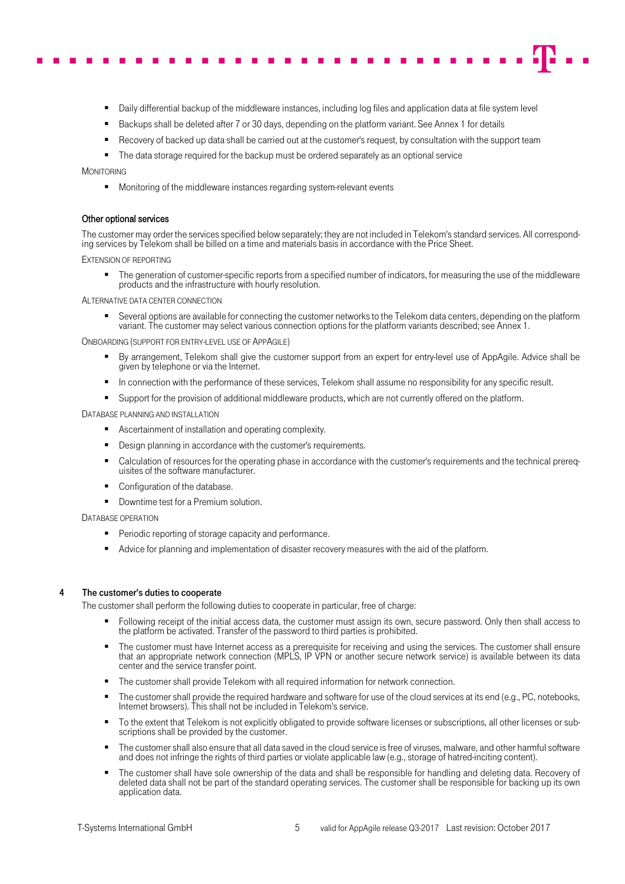- Daily differential backup of the middleware instances, including log files and application data at file system level
- Backups shall be deleted after 7 or 30 days, depending on the platform variant. See Annex 1 for details
- Recovery of backed up data shall be carried out at the customer's request, by consultation with the support team
- The data storage required for the backup must be ordered separately as an optional service

MONITORING

- Monitoring of the middleware instances regarding system-relevant events

#### Other optional services

The customer may order the services specified below separately; they are not included in Telekom's standard services. All corresponding services by Telekom shall be billed on a time and materials basis in accordance with the Price Sheet.

EXTENSION OF REPORTING

- The generation of customer-specific reports from a specified number of indicators, for measuring the use of the middleware products and the infrastructure with hourly resolution.

ALTERNATIVE DATA CENTER CONNECTION

- Several options are available for connecting the customer networks to the Telekom data centers, depending on the platform variant. The customer may select various connection options for the platform variants described; see Annex 1.

ONBOARDING (SUPPORT FOR ENTRY-LEVEL USE OF APPAGILE)

- By arrangement, Telekom shall give the customer support from an expert for entry-level use of AppAgile. Advice shall be given by telephone or via the Internet.
- In connection with the performance of these services, Telekom shall assume no responsibility for any specific result.
- Support for the provision of additional middleware products, which are not currently offered on the platform.

DATABASE PLANNING AND INSTALLATION

- Ascertainment of installation and operating complexity.
- Design planning in accordance with the customer's requirements.
- Calculation of resources for the operating phase in accordance with the customer's requirements and the technical prerequisites of the software manufacturer.
- Configuration of the database.
- Downtime test for a Premium solution.

DATABASE OPERATION

- Periodic reporting of storage capacity and performance.
- Advice for planning and implementation of disaster recovery measures with the aid of the platform.

## 4 The customer's duties to cooperate

The customer shall perform the following duties to cooperate in particular, free of charge:

- Following receipt of the initial access data, the customer must assign its own, secure password. Only then shall access to the platform be activated. Transfer of the password to third parties is prohibited.
- The customer must have Internet access as a prerequisite for receiving and using the services. The customer shall ensure that an appropriate network connection (MPLS, IP VPN or another secure network service) is available between its data center and the service transfer point.
- The customer shall provide Telekom with all required information for network connection.
- The customer shall provide the required hardware and software for use of the cloud services at its end (e.g., PC, notebooks, Internet browsers). This shall not be included in Telekom's service.
- To the extent that Telekom is not explicitly obligated to provide software licenses or subscriptions, all other licenses or subscriptions shall be provided by the customer.
- The customer shall also ensure that all data saved in the cloud service is free of viruses, malware, and other harmful software and does not infringe the rights of third parties or violate applicable law (e.g., storage of hatred-inciting content).
- The customer shall have sole ownership of the data and shall be responsible for handling and deleting data. Recovery of deleted data shall not be part of the standard operating services. The customer shall be responsible for backing up its own application data.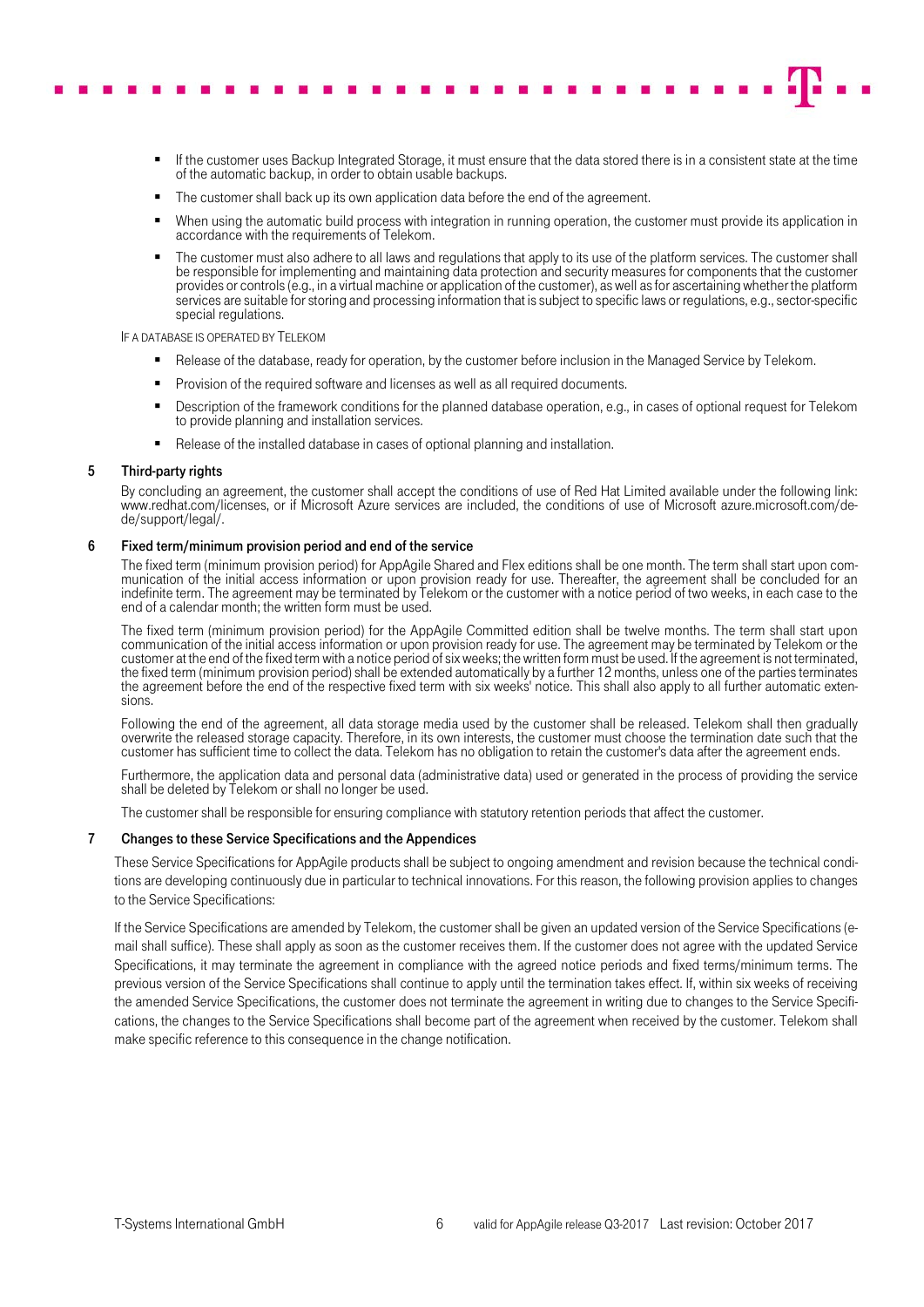- If the customer uses Backup Integrated Storage, it must ensure that the data stored there is in a consistent state at the time of the automatic backup, in order to obtain usable backups.
- The customer shall back up its own application data before the end of the agreement.
- When using the automatic build process with integration in running operation, the customer must provide its application in accordance with the requirements of Telekom.
- The customer must also adhere to all laws and regulations that apply to its use of the platform services. The customer shall be responsible for implementing and maintaining data protection and security measures for components that the customer provides or controls (e.g., in a virtual machine or application of the customer), as well as for ascertaining whether the platform services are suitable for storing and processing information that is subject to specific laws or regulations, e.g., sector-specific special regulations.

IF A DATABASE IS OPERATED BY TELEKOM

- Release of the database, ready for operation, by the customer before inclusion in the Managed Service by Telekom.
- Provision of the required software and licenses as well as all required documents.
- Description of the framework conditions for the planned database operation, e.g., in cases of optional request for Telekom to provide planning and installation services.
- Release of the installed database in cases of optional planning and installation.

## 5 Third-party rights

By concluding an agreement, the customer shall accept the conditions of use of Red Hat Limited available under the following link: www.redhat.com/licenses, or if Microsoft Azure services are included, the conditions of use of Microsoft azure.microsoft.com/de-de/support/legal/.

## 6 Fixed term/minimum provision period and end of the service

The fixed term (minimum provision period) for AppAgile Shared and Flex editions shall be one month. The term shall start upon communication of the initial access information or upon provision ready for use. Thereafter, the agreement shall be concluded for an indefinite term. The agreement may be terminated by Telekom or the customer with a notice period of two weeks, in each case to the end of a calendar month; the written form must be used.

The fixed term (minimum provision period) for the AppAgile Committed edition shall be twelve months. The term shall start upon communication of the initial access information or upon provision ready for use. The agreement may be terminated by Telekom or the customer at the end of the fixed term with a notice period of six weeks; the written form must be used. If the agreement is not terminated, the fixed term (minimum provision period) shall be extended automatically by a further 12 months, unless one of the parties terminates the agreement before the end of the respective fixed term with six weeks' notice. This shall also apply to all further automatic extensions.

Following the end of the agreement, all data storage media used by the customer shall be released. Telekom shall then gradually overwrite the released storage capacity. Therefore, in its own interests, the customer must choose the termination date such that the customer has sufficient time to collect the data. Telekom has no obligation to retain the customer's data after the agreement ends.

Furthermore, the application data and personal data (administrative data) used or generated in the process of providing the service shall be deleted by Telekom or shall no longer be used.

The customer shall be responsible for ensuring compliance with statutory retention periods that affect the customer.

## 7 Changes to these Service Specifications and the Appendices

These Service Specifications for AppAgile products shall be subject to ongoing amendment and revision because the technical conditions are developing continuously due in particular to technical innovations. For this reason, the following provision applies to changes to the Service Specifications:

If the Service Specifications are amended by Telekom, the customer shall be given an updated version of the Service Specifications (e-mail shall suffice). These shall apply as soon as the customer receives them. If the customer does not agree with the updated Service Specifications, it may terminate the agreement in compliance with the agreed notice periods and fixed terms/minimum terms. The previous version of the Service Specifications shall continue to apply until the termination takes effect. If, within six weeks of receiving the amended Service Specifications, the customer does not terminate the agreement in writing due to changes to the Service Specifications, the changes to the Service Specifications shall become part of the agreement when received by the customer. Telekom shall make specific reference to this consequence in the change notification.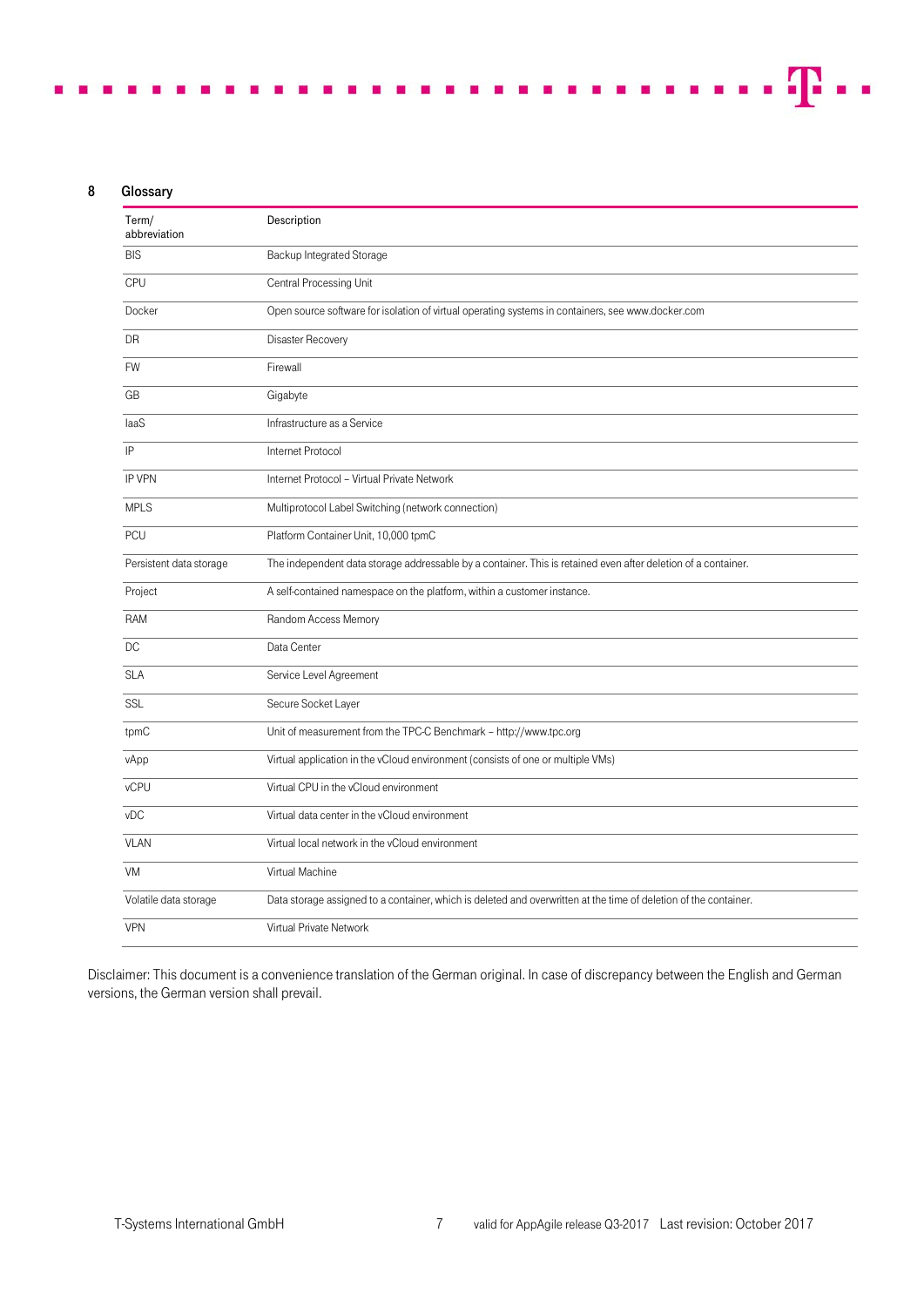## 8 Glossary

| Term/ abbreviation | Description |
| --- | --- |
| BIS | Backup Integrated Storage |
| CPU | Central Processing Unit |
| Docker | Open source software for isolation of virtual operating systems in containers, see www.docker.com |
| DR | Disaster Recovery |
| FW | Firewall |
| GB | Gigabyte |
| IaaS | Infrastructure as a Service |
| IP | Internet Protocol |
| IP VPN | Internet Protocol – Virtual Private Network |
| MPLS | Multiprotocol Label Switching (network connection) |
| PCU | Platform Container Unit, 10,000 tpmC |
| Persistent data storage | The independent data storage addressable by a container. This is retained even after deletion of a container. |
| Project | A self-contained namespace on the platform, within a customer instance. |
| RAM | Random Access Memory |
| DC | Data Center |
| SLA | Service Level Agreement |
| SSL | Secure Socket Layer |
| tpmC | Unit of measurement from the TPC-C Benchmark – http://www.tpc.org |
| vApp | Virtual application in the vCloud environment (consists of one or multiple VMs) |
| vCPU | Virtual CPU in the vCloud environment |
| vDC | Virtual data center in the vCloud environment |
| VLAN | Virtual local network in the vCloud environment |
| VM | Virtual Machine |
| Volatile data storage | Data storage assigned to a container, which is deleted and overwritten at the time of deletion of the container. |
| VPN | Virtual Private Network |

Disclaimer: This document is a convenience translation of the German original. In case of discrepancy between the English and German versions, the German version shall prevail.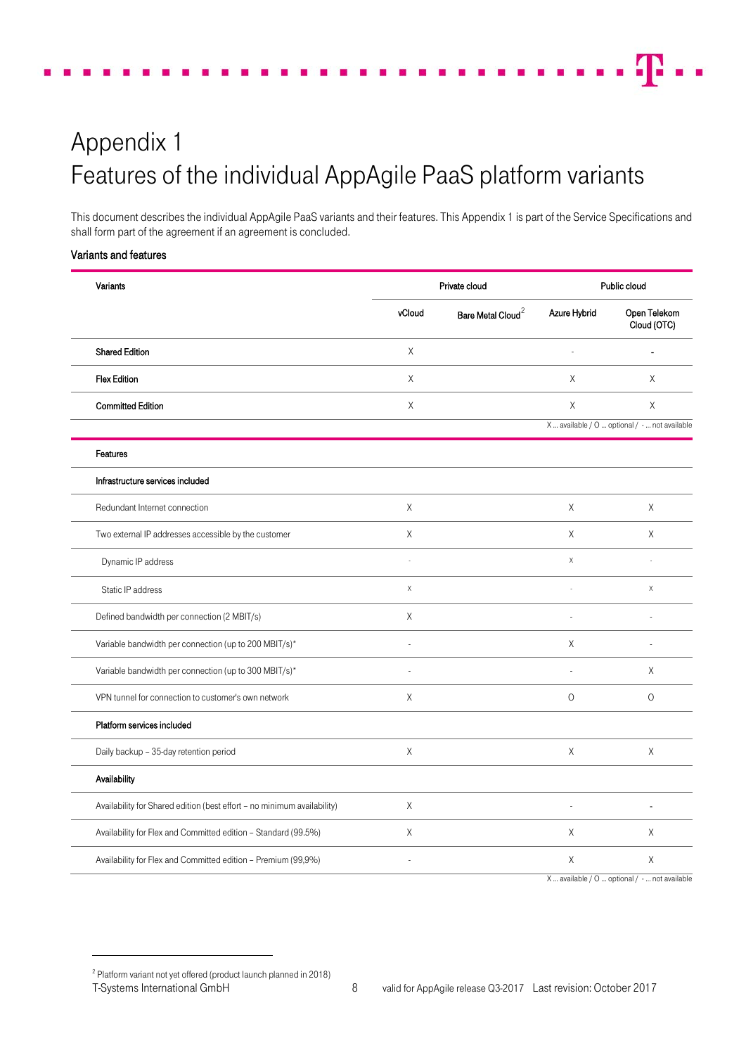# Appendix 1
# Features of the individual AppAgile PaaS platform variants

This document describes the individual AppAgile PaaS variants and their features. This Appendix 1 is part of the Service Specifications and shall form part of the agreement if an agreement is concluded.

### Variants and features

| Variants | Private cloud | | Public cloud | |
|---|---|---|---|---|
| | vCloud | Bare Metal Cloud[2] | Azure Hybrid | Open Telekom Cloud (OTC) |
| **Shared Edition** | X | | - | - |
| **Flex Edition** | X | | X | X |
| **Committed Edition** | X | | X | X |

X ... available / O ... optional / - ... not available

| Features | vCloud | Bare Metal Cloud[2] | Azure Hybrid | Open Telekom Cloud (OTC) |
|---|---|---|---|---|
| **Infrastructure services included** | | | | |
| Redundant Internet connection | X | | X | X |
| Two external IP addresses accessible by the customer | X | | X | X |
| Dynamic IP address | - | | X | - |
| Static IP address | X | | - | X |
| Defined bandwidth per connection (2 MBIT/s) | X | | - | - |
| Variable bandwidth per connection (up to 200 MBIT/s)* | - | | X | - |
| Variable bandwidth per connection (up to 300 MBIT/s)* | - | | - | X |
| VPN tunnel for connection to customer's own network | X | | O | O |
| **Platform services included** | | | | |
| Daily backup – 35-day retention period | X | | X | X |
| **Availability** | | | | |
| Availability for Shared edition (best effort – no minimum availability) | X | | - | - |
| Availability for Flex and Committed edition – Standard (99.5%) | X | | X | X |
| Availability for Flex and Committed edition – Premium (99,9%) | - | | X | X |

X ... available / O ... optional / - ... not available

[2] Platform variant not yet offered (product launch planned in 2018)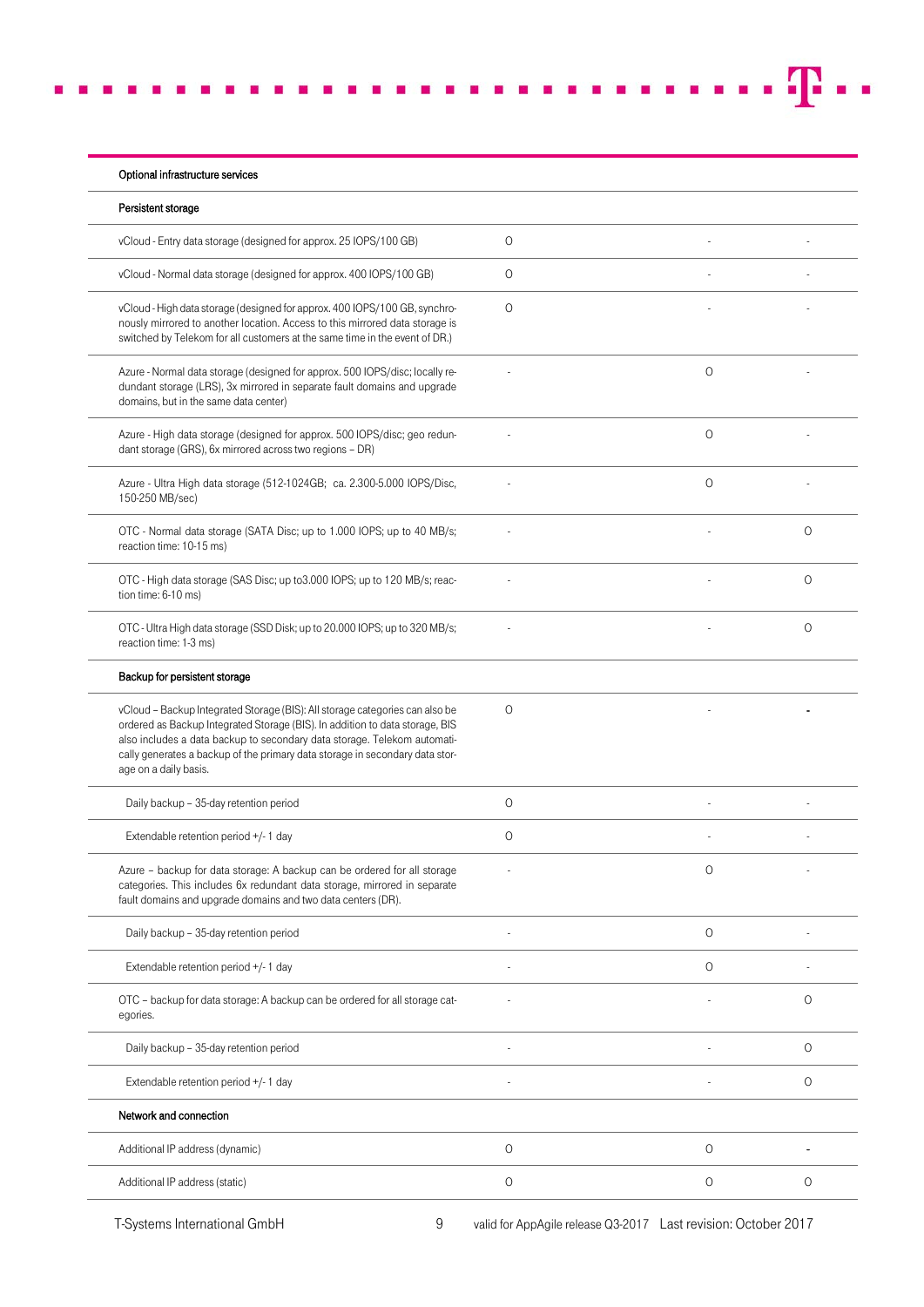| Optional infrastructure services | | | |
|---|---|---|---|
| **Persistent storage** | | | |
| vCloud - Entry data storage (designed for approx. 25 IOPS/100 GB) | O | - | - |
| vCloud - Normal data storage (designed for approx. 400 IOPS/100 GB) | O | - | - |
| vCloud - High data storage (designed for approx. 400 IOPS/100 GB, synchronously mirrored to another location. Access to this mirrored data storage is switched by Telekom for all customers at the same time in the event of DR.) | O | - | - |
| Azure - Normal data storage (designed for approx. 500 IOPS/disc; locally redundant storage (LRS), 3x mirrored in separate fault domains and upgrade domains, but in the same data center) | - | O | - |
| Azure - High data storage (designed for approx. 500 IOPS/disc; geo redundant storage (GRS), 6x mirrored across two regions – DR) | - | O | - |
| Azure - Ultra High data storage (512-1024GB; ca. 2.300-5.000 IOPS/Disc, 150-250 MB/sec) | - | O | - |
| OTC - Normal data storage (SATA Disc; up to 1.000 IOPS; up to 40 MB/s; reaction time: 10-15 ms) | - | - | O |
| OTC - High data storage (SAS Disc; up to3.000 IOPS; up to 120 MB/s; reaction time: 6-10 ms) | - | - | O |
| OTC - Ultra High data storage (SSD Disk; up to 20.000 IOPS; up to 320 MB/s; reaction time: 1-3 ms) | - | - | O |
| **Backup for persistent storage** | | | |
| vCloud – Backup Integrated Storage (BIS): All storage categories can also be ordered as Backup Integrated Storage (BIS). In addition to data storage, BIS also includes a data backup to secondary data storage. Telekom automatically generates a backup of the primary data storage in secondary data storage on a daily basis. | O | - | - |
| Daily backup – 35-day retention period | O | - | - |
| Extendable retention period +/- 1 day | O | - | - |
| Azure – backup for data storage: A backup can be ordered for all storage categories. This includes 6x redundant data storage, mirrored in separate fault domains and upgrade domains and two data centers (DR). | - | O | - |
| Daily backup – 35-day retention period | - | O | - |
| Extendable retention period +/- 1 day | - | O | - |
| OTC – backup for data storage: A backup can be ordered for all storage categories. | - | - | O |
| Daily backup – 35-day retention period | - | - | O |
| Extendable retention period +/- 1 day | - | - | O |
| **Network and connection** | | | |
| Additional IP address (dynamic) | O | O | - |
| Additional IP address (static) | O | O | O |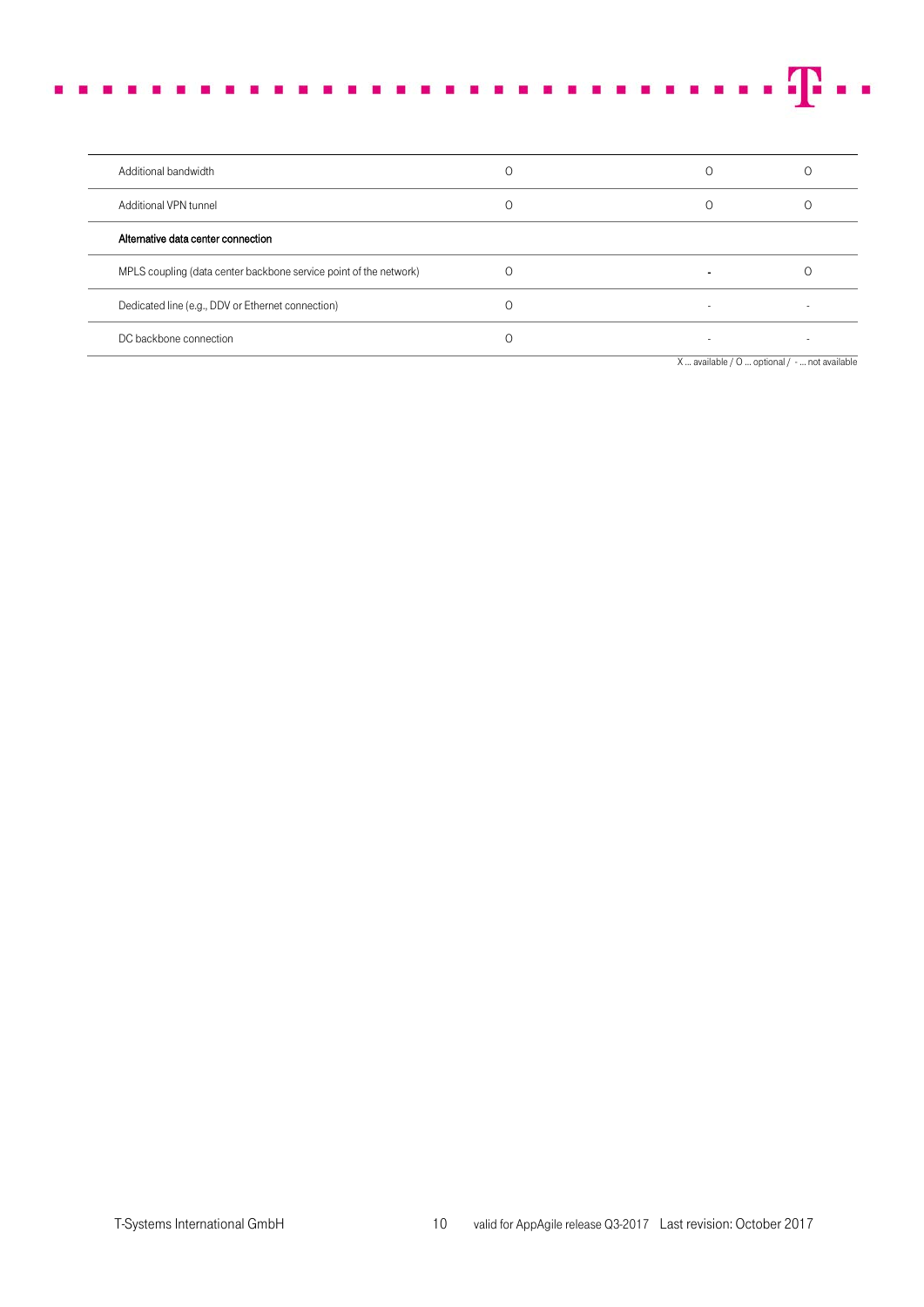| | | | |
|---|---|---|---|
| Additional bandwidth | O | O | O |
| Additional VPN tunnel | O | O | O |
| **Alternative data center connection** | | | |
| MPLS coupling (data center backbone service point of the network) | O | - | O |
| Dedicated line (e.g., DDV or Ethernet connection) | O | - | - |
| DC backbone connection | O | - | - |

X ... available / O ... optional / - ... not available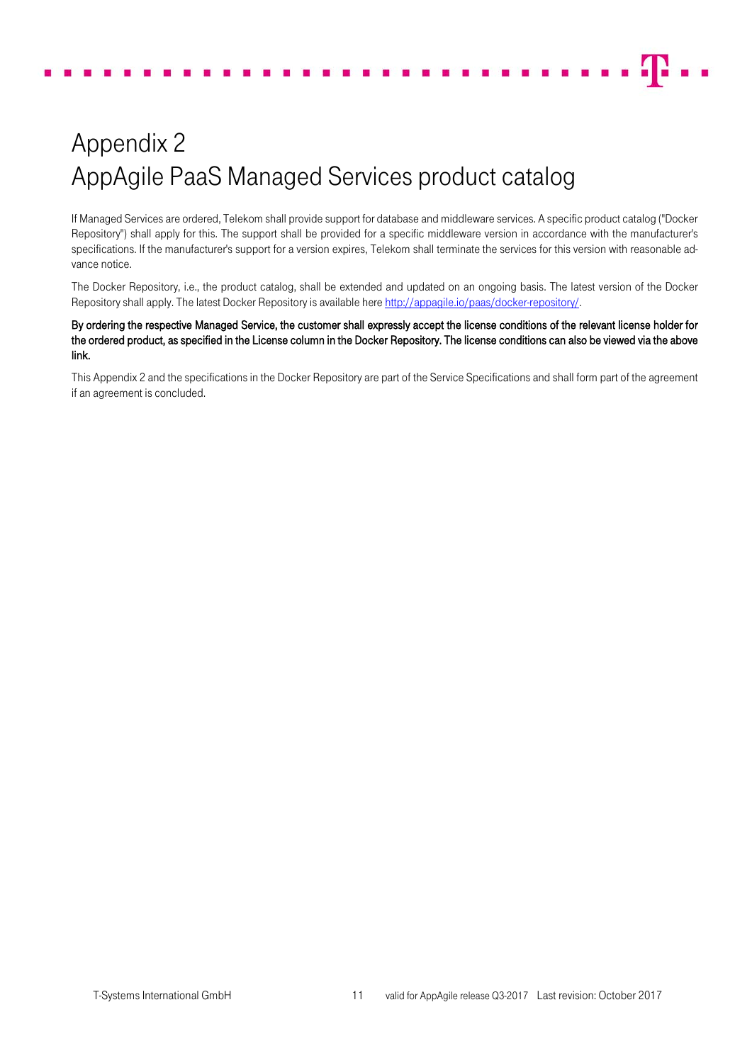# Appendix 2
# AppAgile PaaS Managed Services product catalog

If Managed Services are ordered, Telekom shall provide support for database and middleware services. A specific product catalog ("Docker Repository") shall apply for this. The support shall be provided for a specific middleware version in accordance with the manufacturer's specifications. If the manufacturer's support for a version expires, Telekom shall terminate the services for this version with reasonable advance notice.

The Docker Repository, i.e., the product catalog, shall be extended and updated on an ongoing basis. The latest version of the Docker Repository shall apply. The latest Docker Repository is available here [http://appagile.io/paas/docker-repository/](http://appagile.io/paas/docker-repository/).

**By ordering the respective Managed Service, the customer shall expressly accept the license conditions of the relevant license holder for the ordered product, as specified in the License column in the Docker Repository. The license conditions can also be viewed via the above link.**

This Appendix 2 and the specifications in the Docker Repository are part of the Service Specifications and shall form part of the agreement if an agreement is concluded.